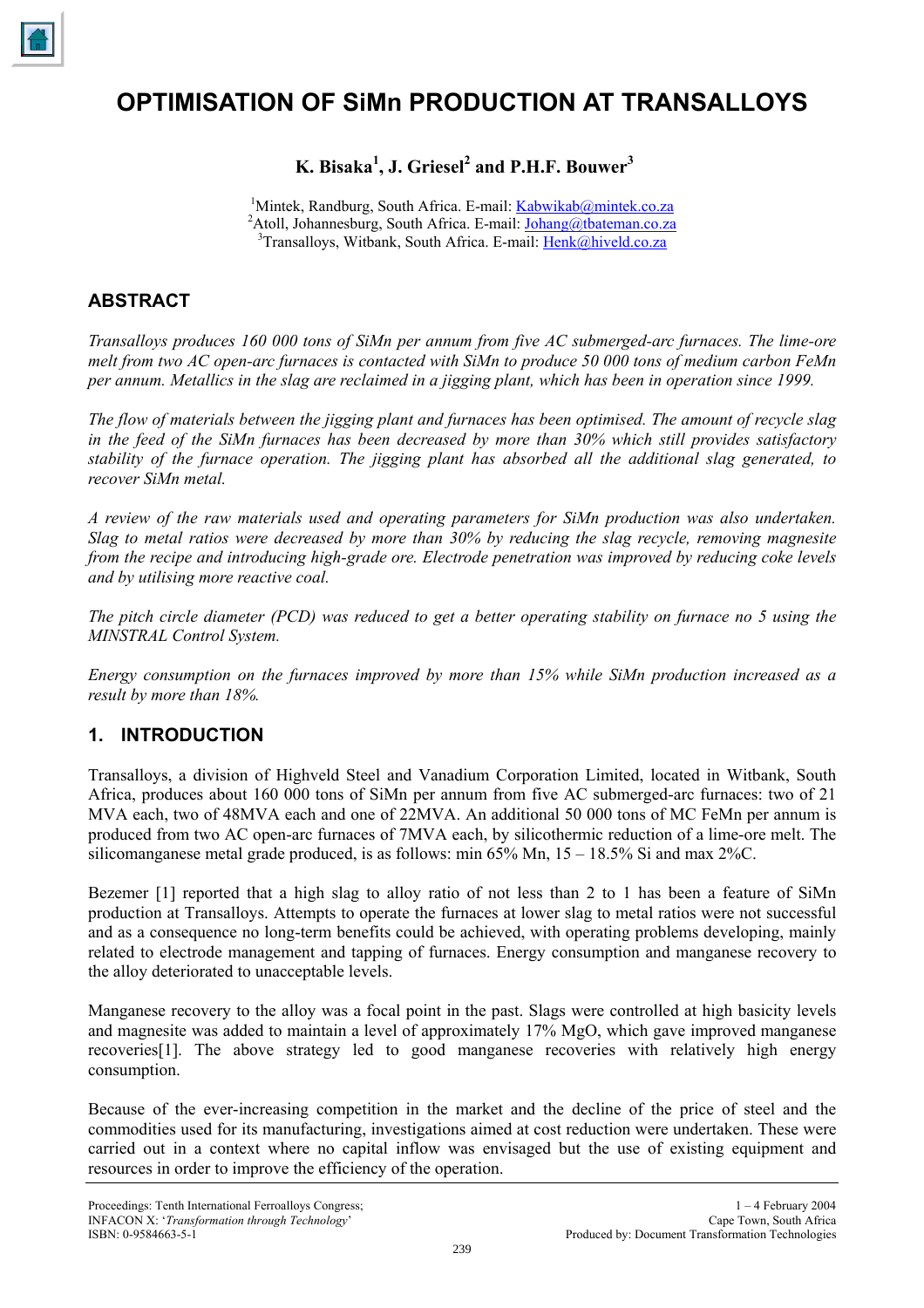# OPTIMISATION OF SiMn PRODUCTION AT TRANSALLOYS

**K. Bisaka[1], J. Griesel[2] and P.H.F. Bouwer[3]**

[1]Mintek, Randburg, South Africa. E-mail: Kabwikab@mintek.co.za
[2]Atoll, Johannesburg, South Africa. E-mail: Johang@tbateman.co.za
[3]Transalloys, Witbank, South Africa. E-mail: Henk@hiveld.co.za

## ABSTRACT

*Transalloys produces 160 000 tons of SiMn per annum from five AC submerged-arc furnaces. The lime-ore melt from two AC open-arc furnaces is contacted with SiMn to produce 50 000 tons of medium carbon FeMn per annum. Metallics in the slag are reclaimed in a jigging plant, which has been in operation since 1999.*

*The flow of materials between the jigging plant and furnaces has been optimised. The amount of recycle slag in the feed of the SiMn furnaces has been decreased by more than 30% which still provides satisfactory stability of the furnace operation. The jigging plant has absorbed all the additional slag generated, to recover SiMn metal.*

*A review of the raw materials used and operating parameters for SiMn production was also undertaken. Slag to metal ratios were decreased by more than 30% by reducing the slag recycle, removing magnesite from the recipe and introducing high-grade ore. Electrode penetration was improved by reducing coke levels and by utilising more reactive coal.*

*The pitch circle diameter (PCD) was reduced to get a better operating stability on furnace no 5 using the MINSTRAL Control System.*

*Energy consumption on the furnaces improved by more than 15% while SiMn production increased as a result by more than 18%.*

## 1. INTRODUCTION

Transalloys, a division of Highveld Steel and Vanadium Corporation Limited, located in Witbank, South Africa, produces about 160 000 tons of SiMn per annum from five AC submerged-arc furnaces: two of 21 MVA each, two of 48MVA each and one of 22MVA. An additional 50 000 tons of MC FeMn per annum is produced from two AC open-arc furnaces of 7MVA each, by silicothermic reduction of a lime-ore melt. The silicomanganese metal grade produced, is as follows: min 65% Mn, 15 – 18.5% Si and max 2%C.

Bezemer [1] reported that a high slag to alloy ratio of not less than 2 to 1 has been a feature of SiMn production at Transalloys. Attempts to operate the furnaces at lower slag to metal ratios were not successful and as a consequence no long-term benefits could be achieved, with operating problems developing, mainly related to electrode management and tapping of furnaces. Energy consumption and manganese recovery to the alloy deteriorated to unacceptable levels.

Manganese recovery to the alloy was a focal point in the past. Slags were controlled at high basicity levels and magnesite was added to maintain a level of approximately 17% MgO, which gave improved manganese recoveries[1]. The above strategy led to good manganese recoveries with relatively high energy consumption.

Because of the ever-increasing competition in the market and the decline of the price of steel and the commodities used for its manufacturing, investigations aimed at cost reduction were undertaken. These were carried out in a context where no capital inflow was envisaged but the use of existing equipment and resources in order to improve the efficiency of the operation.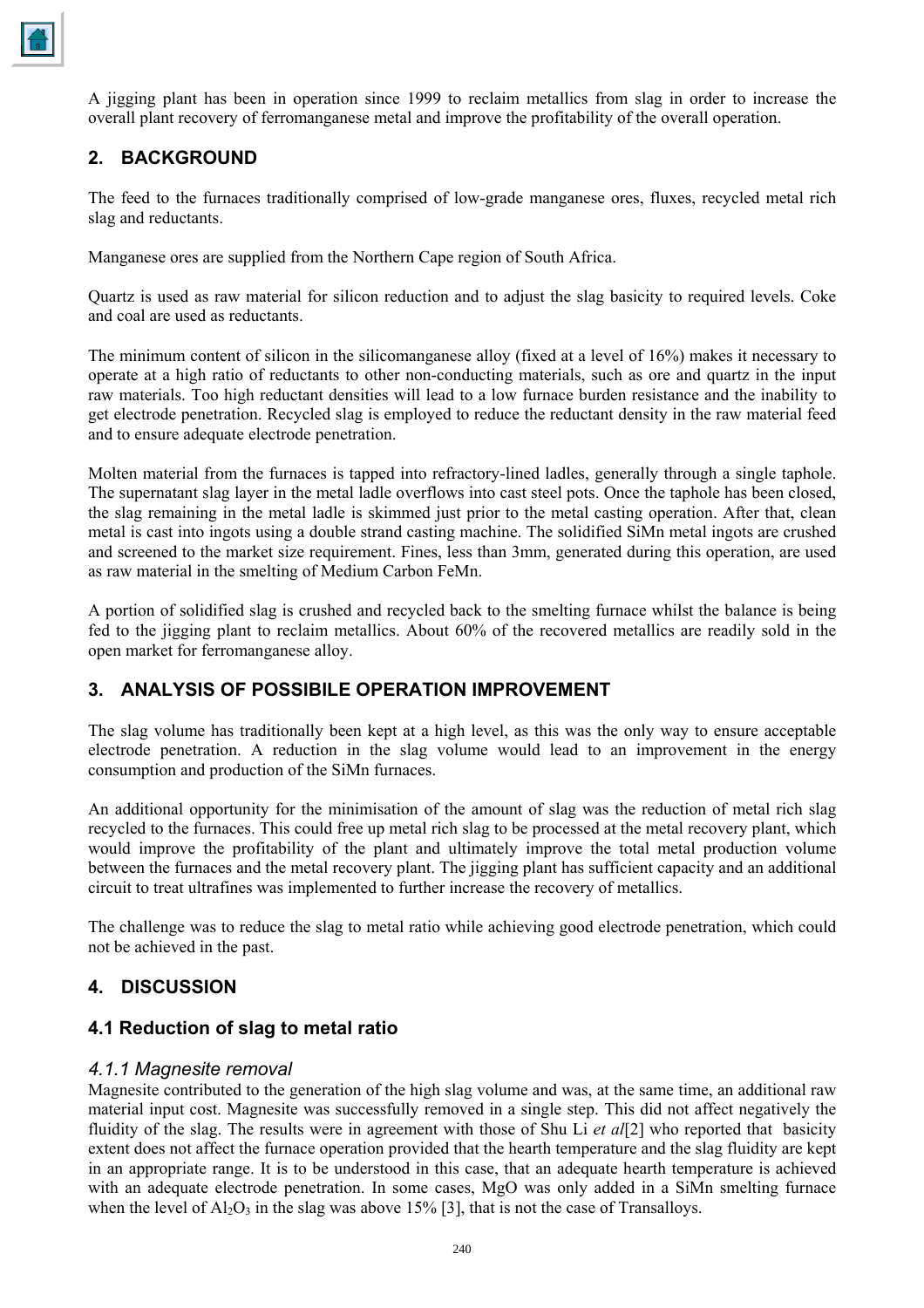A jigging plant has been in operation since 1999 to reclaim metallics from slag in order to increase the overall plant recovery of ferromanganese metal and improve the profitability of the overall operation.

## 2. BACKGROUND

The feed to the furnaces traditionally comprised of low-grade manganese ores, fluxes, recycled metal rich slag and reductants.

Manganese ores are supplied from the Northern Cape region of South Africa.

Quartz is used as raw material for silicon reduction and to adjust the slag basicity to required levels. Coke and coal are used as reductants.

The minimum content of silicon in the silicomanganese alloy (fixed at a level of 16%) makes it necessary to operate at a high ratio of reductants to other non-conducting materials, such as ore and quartz in the input raw materials. Too high reductant densities will lead to a low furnace burden resistance and the inability to get electrode penetration. Recycled slag is employed to reduce the reductant density in the raw material feed and to ensure adequate electrode penetration.

Molten material from the furnaces is tapped into refractory-lined ladles, generally through a single taphole. The supernatant slag layer in the metal ladle overflows into cast steel pots. Once the taphole has been closed, the slag remaining in the metal ladle is skimmed just prior to the metal casting operation. After that, clean metal is cast into ingots using a double strand casting machine. The solidified SiMn metal ingots are crushed and screened to the market size requirement. Fines, less than 3mm, generated during this operation, are used as raw material in the smelting of Medium Carbon FeMn.

A portion of solidified slag is crushed and recycled back to the smelting furnace whilst the balance is being fed to the jigging plant to reclaim metallics. About 60% of the recovered metallics are readily sold in the open market for ferromanganese alloy.

## 3. ANALYSIS OF POSSIBILE OPERATION IMPROVEMENT

The slag volume has traditionally been kept at a high level, as this was the only way to ensure acceptable electrode penetration. A reduction in the slag volume would lead to an improvement in the energy consumption and production of the SiMn furnaces.

An additional opportunity for the minimisation of the amount of slag was the reduction of metal rich slag recycled to the furnaces. This could free up metal rich slag to be processed at the metal recovery plant, which would improve the profitability of the plant and ultimately improve the total metal production volume between the furnaces and the metal recovery plant. The jigging plant has sufficient capacity and an additional circuit to treat ultrafines was implemented to further increase the recovery of metallics.

The challenge was to reduce the slag to metal ratio while achieving good electrode penetration, which could not be achieved in the past.

## 4. DISCUSSION

### 4.1 Reduction of slag to metal ratio

#### *4.1.1 Magnesite removal*

Magnesite contributed to the generation of the high slag volume and was, at the same time, an additional raw material input cost. Magnesite was successfully removed in a single step. This did not affect negatively the fluidity of the slag. The results were in agreement with those of Shu Li *et al*[2] who reported that basicity extent does not affect the furnace operation provided that the hearth temperature and the slag fluidity are kept in an appropriate range. It is to be understood in this case, that an adequate hearth temperature is achieved with an adequate electrode penetration. In some cases, MgO was only added in a SiMn smelting furnace when the level of $Al_2O_3$ in the slag was above 15% [3], that is not the case of Transalloys.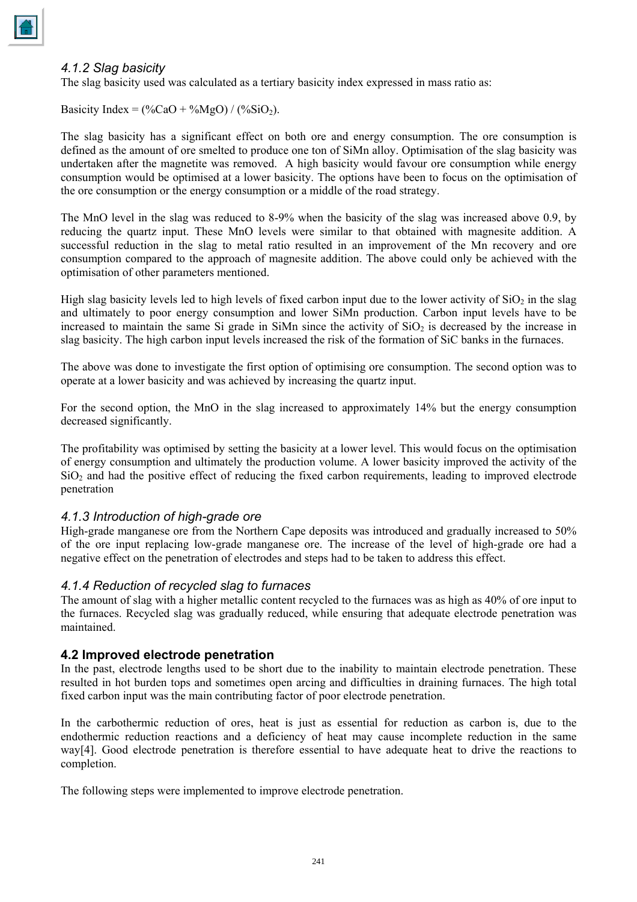### *4.1.2 Slag basicity*

The slag basicity used was calculated as a tertiary basicity index expressed in mass ratio as:

Basicity Index = (%CaO + %MgO) / (%$SiO_2$).

The slag basicity has a significant effect on both ore and energy consumption. The ore consumption is defined as the amount of ore smelted to produce one ton of SiMn alloy. Optimisation of the slag basicity was undertaken after the magnetite was removed. A high basicity would favour ore consumption while energy consumption would be optimised at a lower basicity. The options have been to focus on the optimisation of the ore consumption or the energy consumption or a middle of the road strategy.

The MnO level in the slag was reduced to 8-9% when the basicity of the slag was increased above 0.9, by reducing the quartz input. These MnO levels were similar to that obtained with magnesite addition. A successful reduction in the slag to metal ratio resulted in an improvement of the Mn recovery and ore consumption compared to the approach of magnesite addition. The above could only be achieved with the optimisation of other parameters mentioned.

High slag basicity levels led to high levels of fixed carbon input due to the lower activity of $SiO_2$ in the slag and ultimately to poor energy consumption and lower SiMn production. Carbon input levels have to be increased to maintain the same Si grade in SiMn since the activity of $SiO_2$ is decreased by the increase in slag basicity. The high carbon input levels increased the risk of the formation of SiC banks in the furnaces.

The above was done to investigate the first option of optimising ore consumption. The second option was to operate at a lower basicity and was achieved by increasing the quartz input.

For the second option, the MnO in the slag increased to approximately 14% but the energy consumption decreased significantly.

The profitability was optimised by setting the basicity at a lower level. This would focus on the optimisation of energy consumption and ultimately the production volume. A lower basicity improved the activity of the $SiO_2$ and had the positive effect of reducing the fixed carbon requirements, leading to improved electrode penetration

### *4.1.3 Introduction of high-grade ore*

High-grade manganese ore from the Northern Cape deposits was introduced and gradually increased to 50% of the ore input replacing low-grade manganese ore. The increase of the level of high-grade ore had a negative effect on the penetration of electrodes and steps had to be taken to address this effect.

### *4.1.4 Reduction of recycled slag to furnaces*

The amount of slag with a higher metallic content recycled to the furnaces was as high as 40% of ore input to the furnaces. Recycled slag was gradually reduced, while ensuring that adequate electrode penetration was maintained.

## **4.2 Improved electrode penetration**

In the past, electrode lengths used to be short due to the inability to maintain electrode penetration. These resulted in hot burden tops and sometimes open arcing and difficulties in draining furnaces. The high total fixed carbon input was the main contributing factor of poor electrode penetration.

In the carbothermic reduction of ores, heat is just as essential for reduction as carbon is, due to the endothermic reduction reactions and a deficiency of heat may cause incomplete reduction in the same way[4]. Good electrode penetration is therefore essential to have adequate heat to drive the reactions to completion.

The following steps were implemented to improve electrode penetration.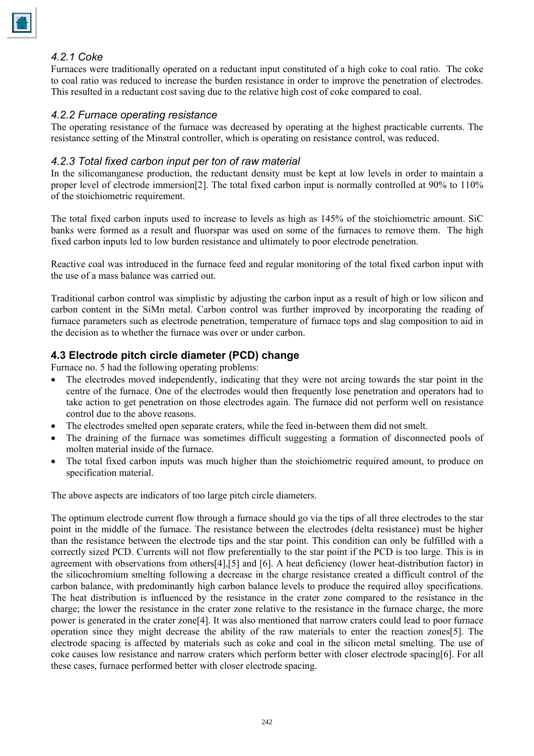### *4.2.1 Coke*

Furnaces were traditionally operated on a reductant input constituted of a high coke to coal ratio. The coke to coal ratio was reduced to increase the burden resistance in order to improve the penetration of electrodes. This resulted in a reductant cost saving due to the relative high cost of coke compared to coal.

### *4.2.2 Furnace operating resistance*

The operating resistance of the furnace was decreased by operating at the highest practicable currents. The resistance setting of the Minstral controller, which is operating on resistance control, was reduced.

### *4.2.3 Total fixed carbon input per ton of raw material*

In the silicomanganese production, the reductant density must be kept at low levels in order to maintain a proper level of electrode immersion[2]. The total fixed carbon input is normally controlled at 90% to 110% of the stoichiometric requirement.

The total fixed carbon inputs used to increase to levels as high as 145% of the stoichiometric amount. SiC banks were formed as a result and fluorspar was used on some of the furnaces to remove them. The high fixed carbon inputs led to low burden resistance and ultimately to poor electrode penetration.

Reactive coal was introduced in the furnace feed and regular monitoring of the total fixed carbon input with the use of a mass balance was carried out.

Traditional carbon control was simplistic by adjusting the carbon input as a result of high or low silicon and carbon content in the SiMn metal. Carbon control was further improved by incorporating the reading of furnace parameters such as electrode penetration, temperature of furnace tops and slag composition to aid in the decision as to whether the furnace was over or under carbon.

## 4.3 Electrode pitch circle diameter (PCD) change

Furnace no. 5 had the following operating problems:

- The electrodes moved independently, indicating that they were not arcing towards the star point in the centre of the furnace. One of the electrodes would then frequently lose penetration and operators had to take action to get penetration on those electrodes again. The furnace did not perform well on resistance control due to the above reasons.
- The electrodes smelted open separate craters, while the feed in-between them did not smelt.
- The draining of the furnace was sometimes difficult suggesting a formation of disconnected pools of molten material inside of the furnace.
- The total fixed carbon inputs was much higher than the stoichiometric required amount, to produce on specification material.

The above aspects are indicators of too large pitch circle diameters.

The optimum electrode current flow through a furnace should go via the tips of all three electrodes to the star point in the middle of the furnace. The resistance between the electrodes (delta resistance) must be higher than the resistance between the electrode tips and the star point. This condition can only be fulfilled with a correctly sized PCD. Currents will not flow preferentially to the star point if the PCD is too large. This is in agreement with observations from others[4],[5] and [6]. A heat deficiency (lower heat-distribution factor) in the silicochromium smelting following a decrease in the charge resistance created a difficult control of the carbon balance, with predominantly high carbon balance levels to produce the required alloy specifications. The heat distribution is influenced by the resistance in the crater zone compared to the resistance in the charge; the lower the resistance in the crater zone relative to the resistance in the furnace charge, the more power is generated in the crater zone[4]. It was also mentioned that narrow craters could lead to poor furnace operation since they might decrease the ability of the raw materials to enter the reaction zones[5]. The electrode spacing is affected by materials such as coke and coal in the silicon metal smelting. The use of coke causes low resistance and narrow craters which perform better with closer electrode spacing[6]. For all these cases, furnace performed better with closer electrode spacing.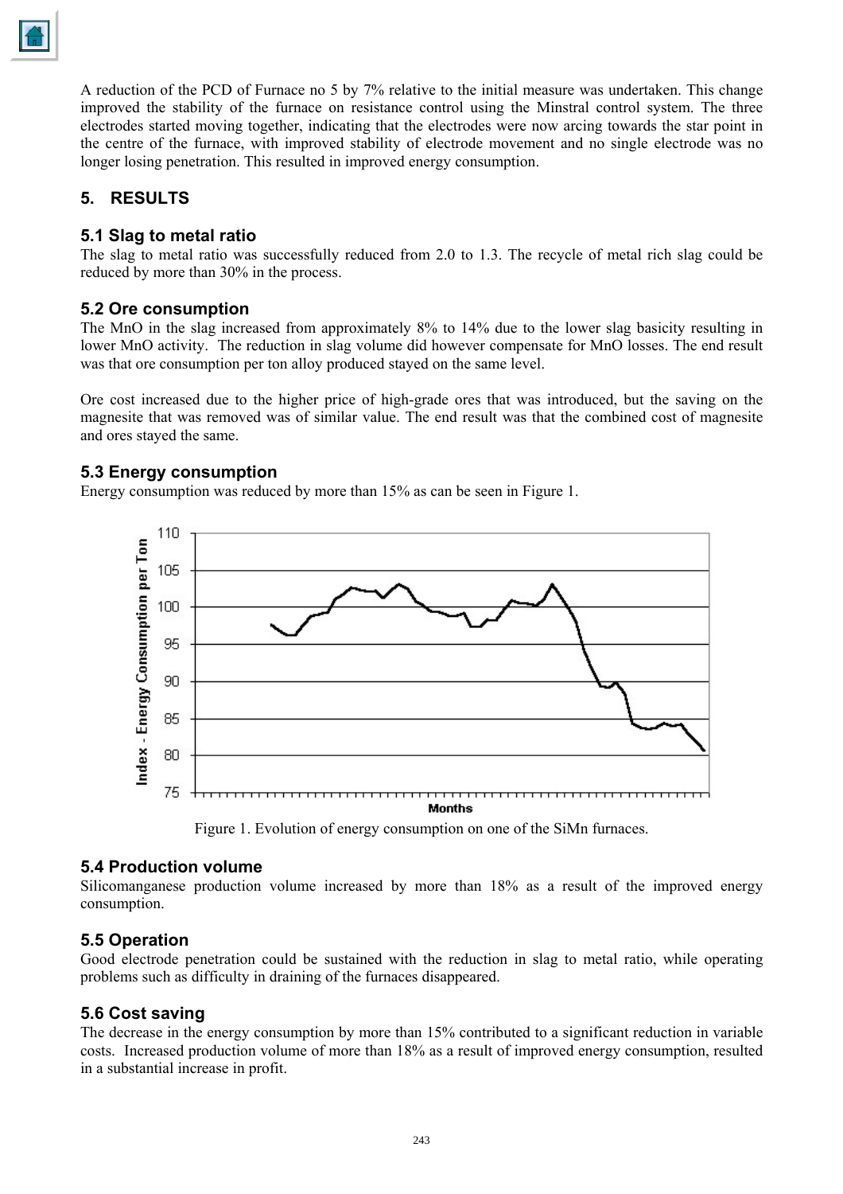A reduction of the PCD of Furnace no 5 by 7% relative to the initial measure was undertaken. This change improved the stability of the furnace on resistance control using the Minstral control system. The three electrodes started moving together, indicating that the electrodes were now arcing towards the star point in the centre of the furnace, with improved stability of electrode movement and no single electrode was no longer losing penetration. This resulted in improved energy consumption.

## 5. RESULTS

### 5.1 Slag to metal ratio

The slag to metal ratio was successfully reduced from 2.0 to 1.3. The recycle of metal rich slag could be reduced by more than 30% in the process.

### 5.2 Ore consumption

The MnO in the slag increased from approximately 8% to 14% due to the lower slag basicity resulting in lower MnO activity. The reduction in slag volume did however compensate for MnO losses. The end result was that ore consumption per ton alloy produced stayed on the same level.

Ore cost increased due to the higher price of high-grade ores that was introduced, but the saving on the magnesite that was removed was of similar value. The end result was that the combined cost of magnesite and ores stayed the same.

### 5.3 Energy consumption

Energy consumption was reduced by more than 15% as can be seen in Figure 1.

Figure 1. Evolution of energy consumption on one of the SiMn furnaces.

### 5.4 Production volume

Silicomanganese production volume increased by more than 18% as a result of the improved energy consumption.

### 5.5 Operation

Good electrode penetration could be sustained with the reduction in slag to metal ratio, while operating problems such as difficulty in draining of the furnaces disappeared.

### 5.6 Cost saving

The decrease in the energy consumption by more than 15% contributed to a significant reduction in variable costs. Increased production volume of more than 18% as a result of improved energy consumption, resulted in a substantial increase in profit.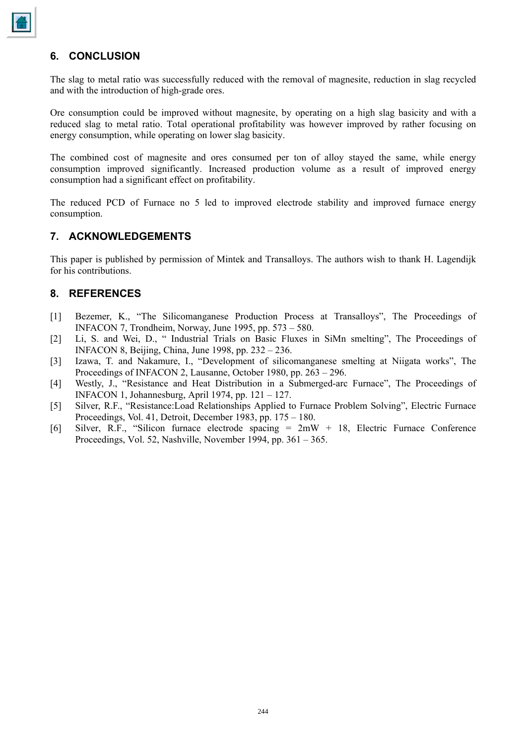## 6. CONCLUSION

The slag to metal ratio was successfully reduced with the removal of magnesite, reduction in slag recycled and with the introduction of high-grade ores.

Ore consumption could be improved without magnesite, by operating on a high slag basicity and with a reduced slag to metal ratio. Total operational profitability was however improved by rather focusing on energy consumption, while operating on lower slag basicity.

The combined cost of magnesite and ores consumed per ton of alloy stayed the same, while energy consumption improved significantly. Increased production volume as a result of improved energy consumption had a significant effect on profitability.

The reduced PCD of Furnace no 5 led to improved electrode stability and improved furnace energy consumption.

## 7. ACKNOWLEDGEMENTS

This paper is published by permission of Mintek and Transalloys. The authors wish to thank H. Lagendijk for his contributions.

## 8. REFERENCES

[1] Bezemer, K., "The Silicomanganese Production Process at Transalloys", The Proceedings of INFACON 7, Trondheim, Norway, June 1995, pp. 573 – 580.

[2] Li, S. and Wei, D., " Industrial Trials on Basic Fluxes in SiMn smelting", The Proceedings of INFACON 8, Beijing, China, June 1998, pp. 232 – 236.

[3] Izawa, T. and Nakamure, I., "Development of silicomanganese smelting at Niigata works", The Proceedings of INFACON 2, Lausanne, October 1980, pp. 263 – 296.

[4] Westly, J., "Resistance and Heat Distribution in a Submerged-arc Furnace", The Proceedings of INFACON 1, Johannesburg, April 1974, pp. 121 – 127.

[5] Silver, R.F., "Resistance:Load Relationships Applied to Furnace Problem Solving", Electric Furnace Proceedings, Vol. 41, Detroit, December 1983, pp. 175 – 180.

[6] Silver, R.F., "Silicon furnace electrode spacing = 2mW + 18, Electric Furnace Conference Proceedings, Vol. 52, Nashville, November 1994, pp. 361 – 365.